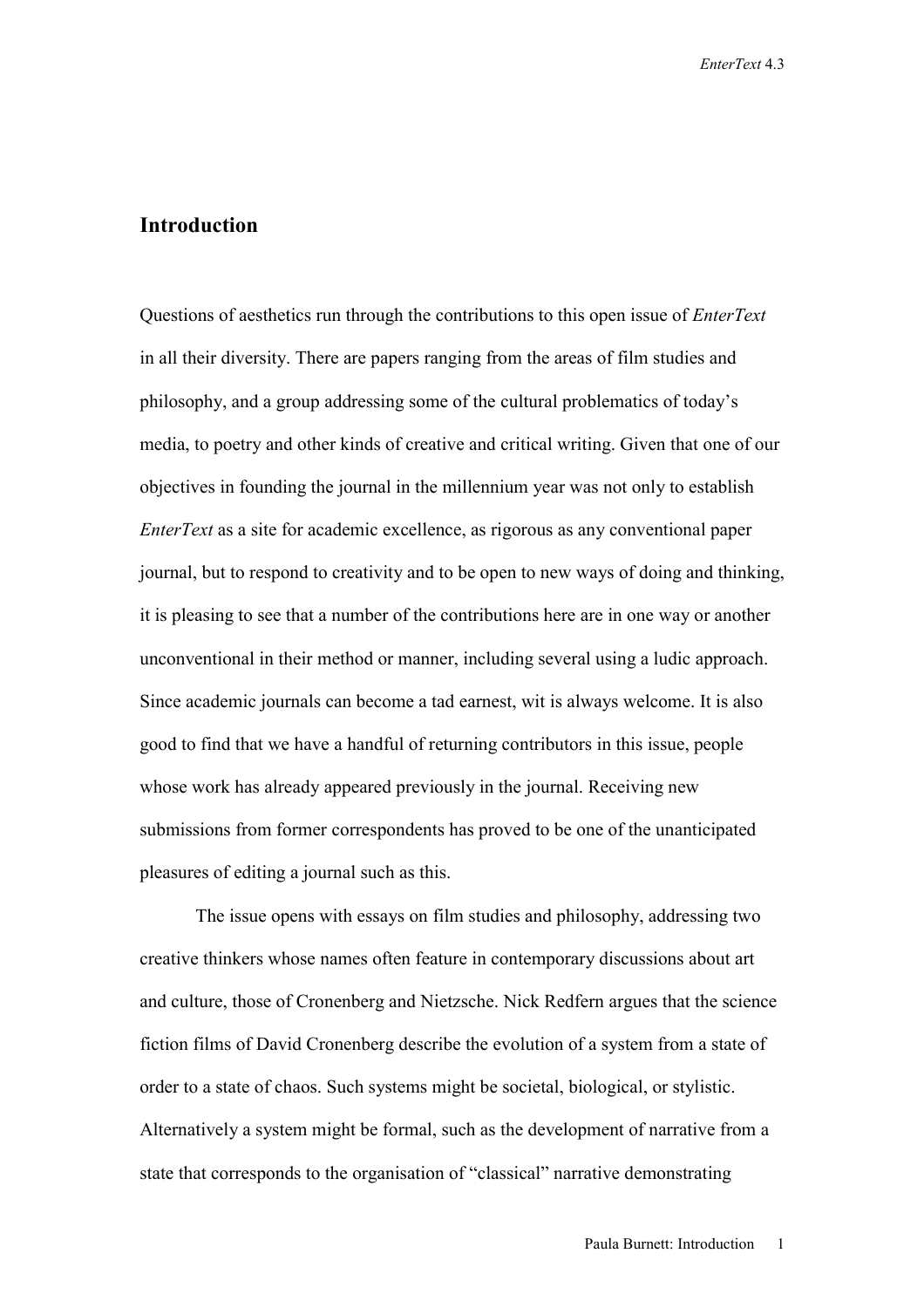## Introduction

Questions of aesthetics run through the contributions to this open issue of *EnterText* in all their diversity. There are papers ranging from the areas of film studies and philosophy, and a group addressing some of the cultural problematics of today's media, to poetry and other kinds of creative and critical writing. Given that one of our objectives in founding the journal in the millennium year was not only to establish *EnterText* as a site for academic excellence, as rigorous as any conventional paper journal, but to respond to creativity and to be open to new ways of doing and thinking, it is pleasing to see that a number of the contributions here are in one way or another unconventional in their method or manner, including several using a ludic approach. Since academic journals can become a tad earnest, wit is always welcome. It is also good to find that we have a handful of returning contributors in this issue, people whose work has already appeared previously in the journal. Receiving new submissions from former correspondents has proved to be one of the unanticipated pleasures of editing a journal such as this.

The issue opens with essays on film studies and philosophy, addressing two creative thinkers whose names often feature in contemporary discussions about art and culture, those of Cronenberg and Nietzsche. Nick Redfern argues that the science fiction films of David Cronenberg describe the evolution of a system from a state of order to a state of chaos. Such systems might be societal, biological, or stylistic. Alternatively a system might be formal, such as the development of narrative from a state that corresponds to the organisation of "classical" narrative demonstrating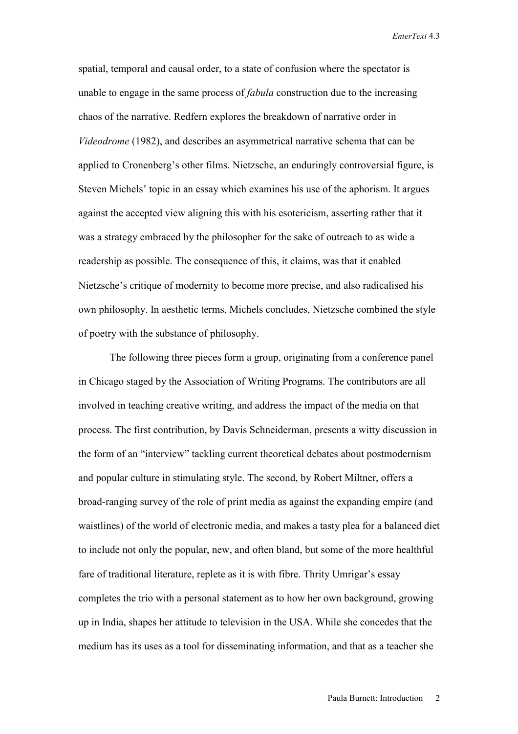spatial, temporal and causal order, to a state of confusion where the spectator is unable to engage in the same process of *fabula* construction due to the increasing chaos of the narrative. Redfern explores the breakdown of narrative order in *Videodrome* (1982), and describes an asymmetrical narrative schema that can be applied to Cronenberg's other films. Nietzsche, an enduringly controversial figure, is Steven Michels' topic in an essay which examines his use of the aphorism. It argues against the accepted view aligning this with his esotericism, asserting rather that it was a strategy embraced by the philosopher for the sake of outreach to as wide a readership as possible. The consequence of this, it claims, was that it enabled Nietzsche's critique of modernity to become more precise, and also radicalised his own philosophy. In aesthetic terms, Michels concludes, Nietzsche combined the style of poetry with the substance of philosophy.

The following three pieces form a group, originating from a conference panel in Chicago staged by the Association of Writing Programs. The contributors are all involved in teaching creative writing, and address the impact of the media on that process. The first contribution, by Davis Schneiderman, presents a witty discussion in the form of an "interview" tackling current theoretical debates about postmodernism and popular culture in stimulating style. The second, by Robert Miltner, offers a broad-ranging survey of the role of print media as against the expanding empire (and waistlines) of the world of electronic media, and makes a tasty plea for a balanced diet to include not only the popular, new, and often bland, but some of the more healthful fare of traditional literature, replete as it is with fibre. Thrity Umrigar's essay completes the trio with a personal statement as to how her own background, growing up in India, shapes her attitude to television in the USA. While she concedes that the medium has its uses as a tool for disseminating information, and that as a teacher she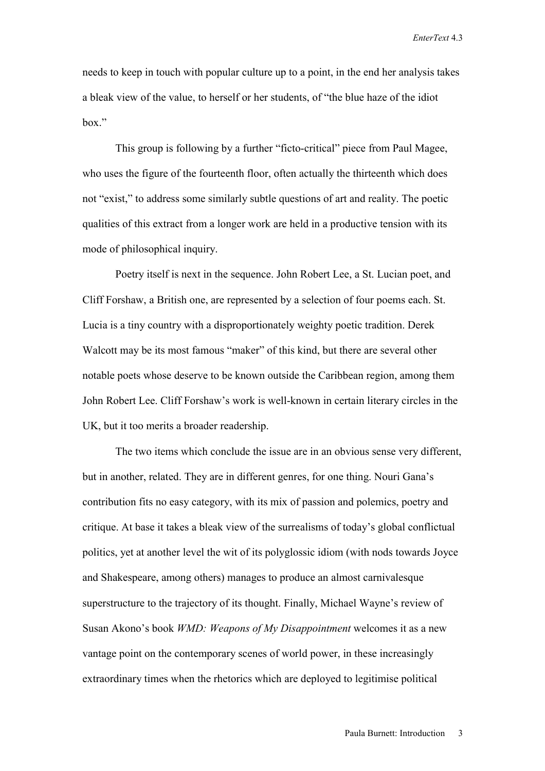needs to keep in touch with popular culture up to a point, in the end her analysis takes a bleak view of the value, to herself or her students, of "the blue haze of the idiot box."

This group is following by a further "ficto-critical" piece from Paul Magee, who uses the figure of the fourteenth floor, often actually the thirteenth which does not "exist," to address some similarly subtle questions of art and reality. The poetic qualities of this extract from a longer work are held in a productive tension with its mode of philosophical inquiry.

Poetry itself is next in the sequence. John Robert Lee, a St. Lucian poet, and Cliff Forshaw, a British one, are represented by a selection of four poems each. St. Lucia is a tiny country with a disproportionately weighty poetic tradition. Derek Walcott may be its most famous "maker" of this kind, but there are several other notable poets whose deserve to be known outside the Caribbean region, among them John Robert Lee. Cliff Forshaw's work is well-known in certain literary circles in the UK, but it too merits a broader readership.

The two items which conclude the issue are in an obvious sense very different, but in another, related. They are in different genres, for one thing. Nouri Gana's contribution fits no easy category, with its mix of passion and polemics, poetry and critique. At base it takes a bleak view of the surrealisms of today's global conflictual politics, yet at another level the wit of its polyglossic idiom (with nods towards Joyce and Shakespeare, among others) manages to produce an almost carnivalesque superstructure to the trajectory of its thought. Finally, Michael Wayne's review of Susan Akono's book *WMD: Weapons of My Disappointment* welcomes it as a new vantage point on the contemporary scenes of world power, in these increasingly extraordinary times when the rhetorics which are deployed to legitimise political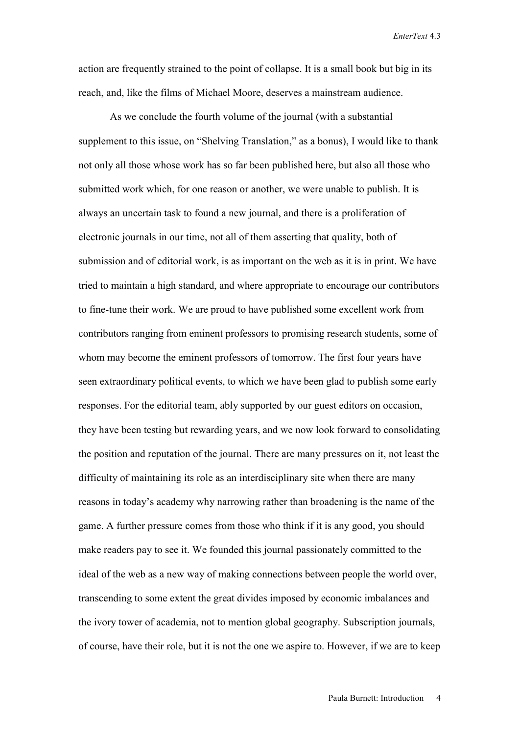action are frequently strained to the point of collapse. It is a small book but big in its reach, and, like the films of Michael Moore, deserves a mainstream audience.

As we conclude the fourth volume of the journal (with a substantial supplement to this issue, on "Shelving Translation," as a bonus), I would like to thank not only all those whose work has so far been published here, but also all those who submitted work which, for one reason or another, we were unable to publish. It is always an uncertain task to found a new journal, and there is a proliferation of electronic journals in our time, not all of them asserting that quality, both of submission and of editorial work, is as important on the web as it is in print. We have tried to maintain a high standard, and where appropriate to encourage our contributors to fine-tune their work. We are proud to have published some excellent work from contributors ranging from eminent professors to promising research students, some of whom may become the eminent professors of tomorrow. The first four years have seen extraordinary political events, to which we have been glad to publish some early responses. For the editorial team, ably supported by our guest editors on occasion, they have been testing but rewarding years, and we now look forward to consolidating the position and reputation of the journal. There are many pressures on it, not least the difficulty of maintaining its role as an interdisciplinary site when there are many reasons in today's academy why narrowing rather than broadening is the name of the game. A further pressure comes from those who think if it is any good, you should make readers pay to see it. We founded this journal passionately committed to the ideal of the web as a new way of making connections between people the world over, transcending to some extent the great divides imposed by economic imbalances and the ivory tower of academia, not to mention global geography. Subscription journals, of course, have their role, but it is not the one we aspire to. However, if we are to keep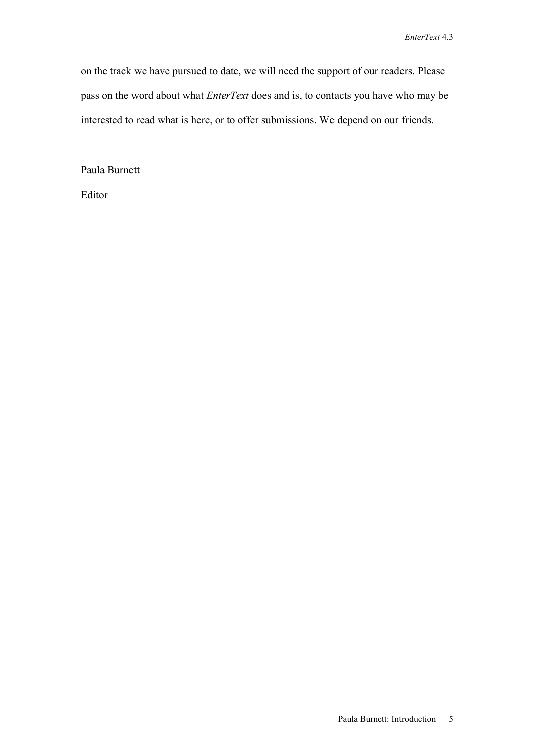on the track we have pursued to date, we will need the support of our readers. Please pass on the word about what *EnterText* does and is, to contacts you have who may be interested to read what is here, or to offer submissions. We depend on our friends.

Paula Burnett

Editor